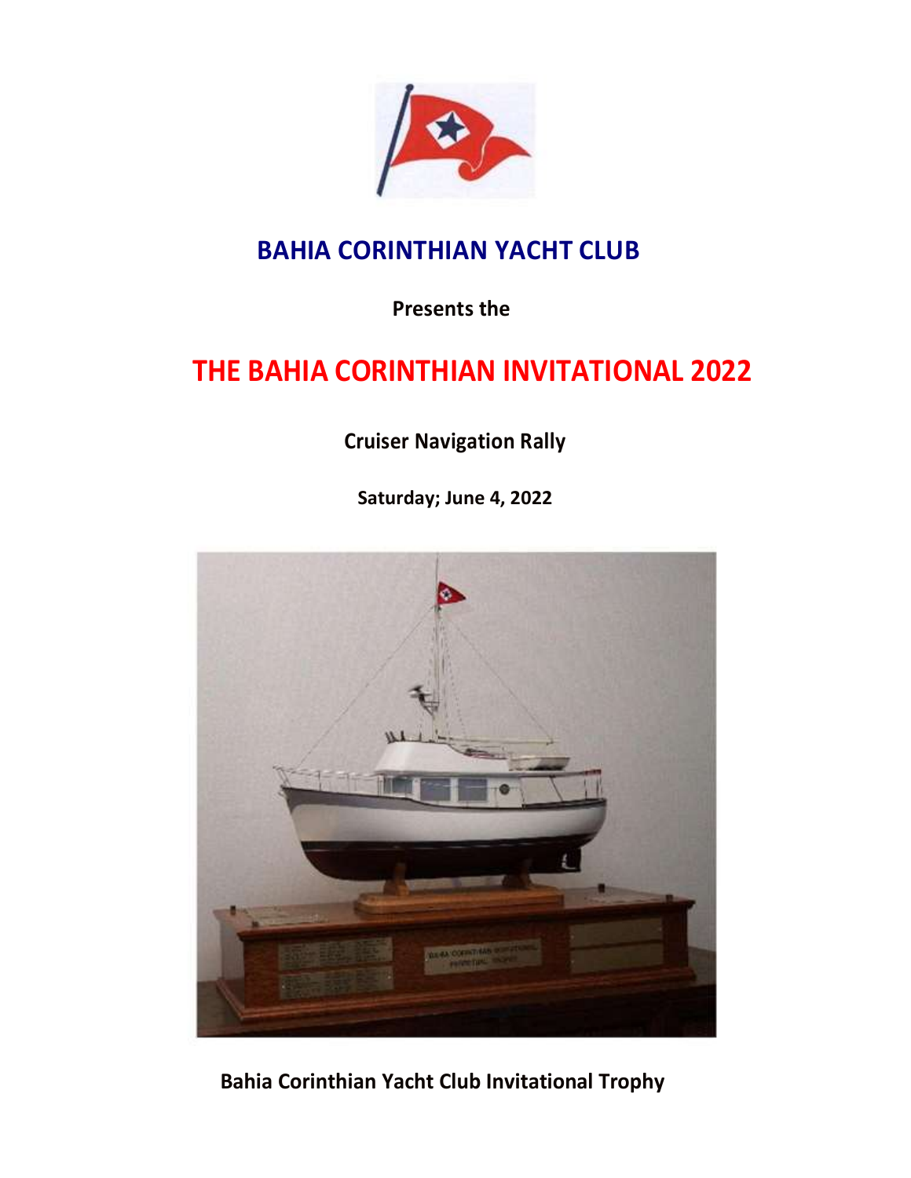# BAHIA CORINTHIAN YACHT CLUB

**Presents the**

# THE BAHIA CORINTHIAN INVITATIONAL 2022

**Cruiser Navigation Rally**

**Saturday; June 4, 2022**

**Bahia Corinthian Yacht Club Invitational Trophy**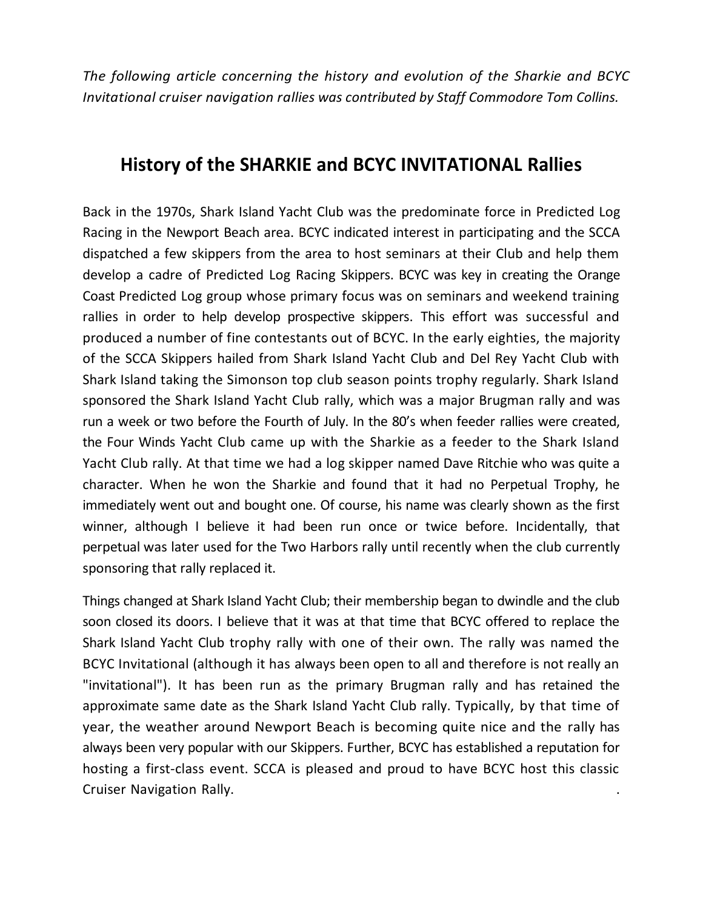*The following article concerning the history and evolution of the Sharkie and BCYC Invitational cruiser navigation rallies was contributed by Staff Commodore Tom Collins.*

## History of the SHARKIE and BCYC INVITATIONAL Rallies

Back in the 1970s, Shark Island Yacht Club was the predominate force in Predicted Log Racing in the Newport Beach area. BCYC indicated interest in participating and the SCCA dispatched a few skippers from the area to host seminars at their Club and help them develop a cadre of Predicted Log Racing Skippers. BCYC was key in creating the Orange Coast Predicted Log group whose primary focus was on seminars and weekend training rallies in order to help develop prospective skippers. This effort was successful and produced a number of fine contestants out of BCYC. In the early eighties, the majority of the SCCA Skippers hailed from Shark Island Yacht Club and Del Rey Yacht Club with Shark Island taking the Simonson top club season points trophy regularly. Shark Island sponsored the Shark Island Yacht Club rally, which was a major Brugman rally and was run a week or two before the Fourth of July. In the 80's when feeder rallies were created, the Four Winds Yacht Club came up with the Sharkie as a feeder to the Shark Island Yacht Club rally. At that time we had a log skipper named Dave Ritchie who was quite a character. When he won the Sharkie and found that it had no Perpetual Trophy, he immediately went out and bought one. Of course, his name was clearly shown as the first winner, although I believe it had been run once or twice before. Incidentally, that perpetual was later used for the Two Harbors rally until recently when the club currently sponsoring that rally replaced it.

Things changed at Shark Island Yacht Club; their membership began to dwindle and the club soon closed its doors. I believe that it was at that time that BCYC offered to replace the Shark Island Yacht Club trophy rally with one of their own. The rally was named the BCYC Invitational (although it has always been open to all and therefore is not really an "invitational"). It has been run as the primary Brugman rally and has retained the approximate same date as the Shark Island Yacht Club rally. Typically, by that time of year, the weather around Newport Beach is becoming quite nice and the rally has always been very popular with our Skippers. Further, BCYC has established a reputation for hosting a first-class event. SCCA is pleased and proud to have BCYC host this classic Cruiser Navigation Rally.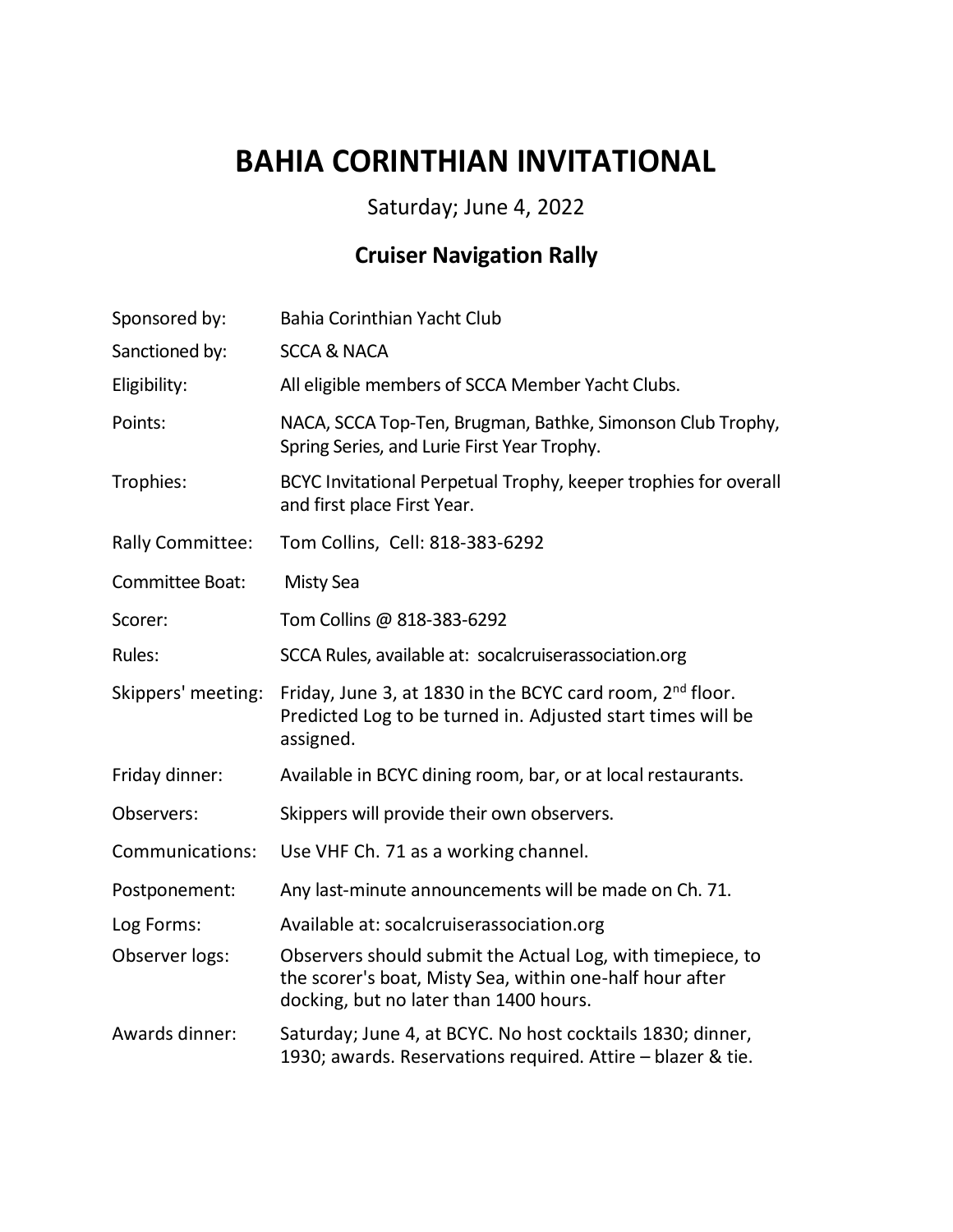# BAHIA CORINTHIAN INVITATIONAL

Saturday; June 4, 2022

## Cruiser Navigation Rally

| | |
|---|---|
| Sponsored by: | Bahia Corinthian Yacht Club |
| Sanctioned by: | SCCA & NACA |
| Eligibility: | All eligible members of SCCA Member Yacht Clubs. |
| Points: | NACA, SCCA Top-Ten, Brugman, Bathke, Simonson Club Trophy, Spring Series, and Lurie First Year Trophy. |
| Trophies: | BCYC Invitational Perpetual Trophy, keeper trophies for overall and first place First Year. |
| Rally Committee: | Tom Collins, Cell: 818-383-6292 |
| Committee Boat: | Misty Sea |
| Scorer: | Tom Collins @ 818-383-6292 |
| Rules: | SCCA Rules, available at: socalcruiserassociation.org |
| Skippers' meeting: | Friday, June 3, at 1830 in the BCYC card room, 2nd floor. Predicted Log to be turned in. Adjusted start times will be assigned. |
| Friday dinner: | Available in BCYC dining room, bar, or at local restaurants. |
| Observers: | Skippers will provide their own observers. |
| Communications: | Use VHF Ch. 71 as a working channel. |
| Postponement: | Any last-minute announcements will be made on Ch. 71. |
| Log Forms: | Available at: socalcruiserassociation.org |
| Observer logs: | Observers should submit the Actual Log, with timepiece, to the scorer's boat, Misty Sea, within one-half hour after docking, but no later than 1400 hours. |
| Awards dinner: | Saturday; June 4, at BCYC. No host cocktails 1830; dinner, 1930; awards. Reservations required. Attire – blazer & tie. |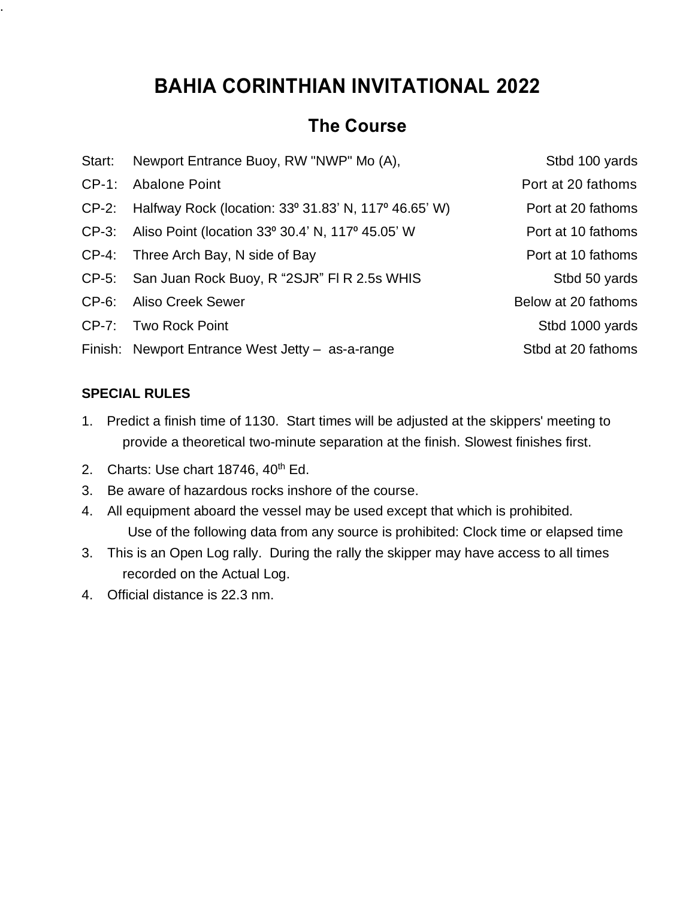# BAHIA CORINTHIAN INVITATIONAL 2022

## The Course

| | | |
|---|---|---|
| Start: | Newport Entrance Buoy, RW "NWP" Mo (A), | Stbd 100 yards |
| CP-1: | Abalone Point | Port at 20 fathoms |
| CP-2: | Halfway Rock (location: 33º 31.83’ N, 117º 46.65’ W) | Port at 20 fathoms |
| CP-3: | Aliso Point (location 33º 30.4’ N, 117º 45.05’ W | Port at 10 fathoms |
| CP-4: | Three Arch Bay, N side of Bay | Port at 10 fathoms |
| CP-5: | San Juan Rock Buoy, R “2SJR” Fl R 2.5s WHIS | Stbd 50 yards |
| CP-6: | Aliso Creek Sewer | Below at 20 fathoms |
| CP-7: | Two Rock Point | Stbd 1000 yards |
| Finish: | Newport Entrance West Jetty – as-a-range | Stbd at 20 fathoms |

**SPECIAL RULES**

1. Predict a finish time of 1130. Start times will be adjusted at the skippers' meeting to provide a theoretical two-minute separation at the finish. Slowest finishes first.
2. Charts: Use chart 18746, 40th Ed.
3. Be aware of hazardous rocks inshore of the course.
4. All equipment aboard the vessel may be used except that which is prohibited. Use of the following data from any source is prohibited: Clock time or elapsed time
3. This is an Open Log rally. During the rally the skipper may have access to all times recorded on the Actual Log.
4. Official distance is 22.3 nm.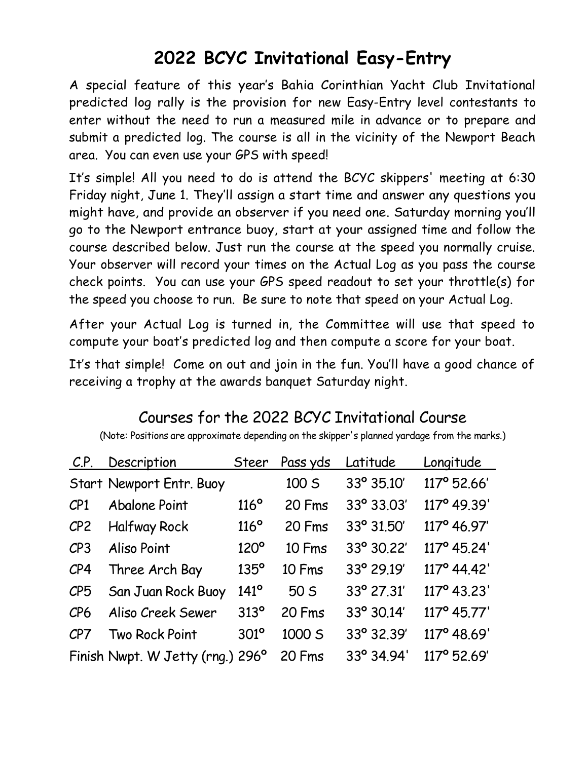# 2022 BCYC Invitational Easy-Entry

A special feature of this year's Bahia Corinthian Yacht Club Invitational predicted log rally is the provision for new Easy-Entry level contestants to enter without the need to run a measured mile in advance or to prepare and submit a predicted log. The course is all in the vicinity of the Newport Beach area. You can even use your GPS with speed!

It's simple! All you need to do is attend the BCYC skippers' meeting at 6:30 Friday night, June 1. They'll assign a start time and answer any questions you might have, and provide an observer if you need one. Saturday morning you'll go to the Newport entrance buoy, start at your assigned time and follow the course described below. Just run the course at the speed you normally cruise. Your observer will record your times on the Actual Log as you pass the course check points. You can use your GPS speed readout to set your throttle(s) for the speed you choose to run. Be sure to note that speed on your Actual Log.

After your Actual Log is turned in, the Committee will use that speed to compute your boat's predicted log and then compute a score for your boat.

It's that simple! Come on out and join in the fun. You'll have a good chance of receiving a trophy at the awards banquet Saturday night.

## Courses for the 2022 BCYC Invitational Course

(Note: Positions are approximate depending on the skipper's planned yardage from the marks.)

| C.P. | Description | Steer | Pass yds | Latitude | Longitude |
|---|---|---|---|---|---|
| Start | Newport Entr. Buoy | | 100 S | 33° 35.10' | 117° 52.66' |
| CP1 | Abalone Point | 116° | 20 Fms | 33° 33.03' | 117° 49.39' |
| CP2 | Halfway Rock | 116° | 20 Fms | 33° 31.50' | 117° 46.97' |
| CP3 | Aliso Point | 120° | 10 Fms | 33° 30.22' | 117° 45.24' |
| CP4 | Three Arch Bay | 135° | 10 Fms | 33° 29.19' | 117° 44.42' |
| CP5 | San Juan Rock Buoy | 141° | 50 S | 33° 27.31' | 117° 43.23' |
| CP6 | Aliso Creek Sewer | 313° | 20 Fms | 33° 30.14' | 117° 45.77' |
| CP7 | Two Rock Point | 301° | 1000 S | 33° 32.39' | 117° 48.69' |
| Finish | Nwpt. W Jetty (rng.) | 296° | 20 Fms | 33° 34.94' | 117° 52.69' |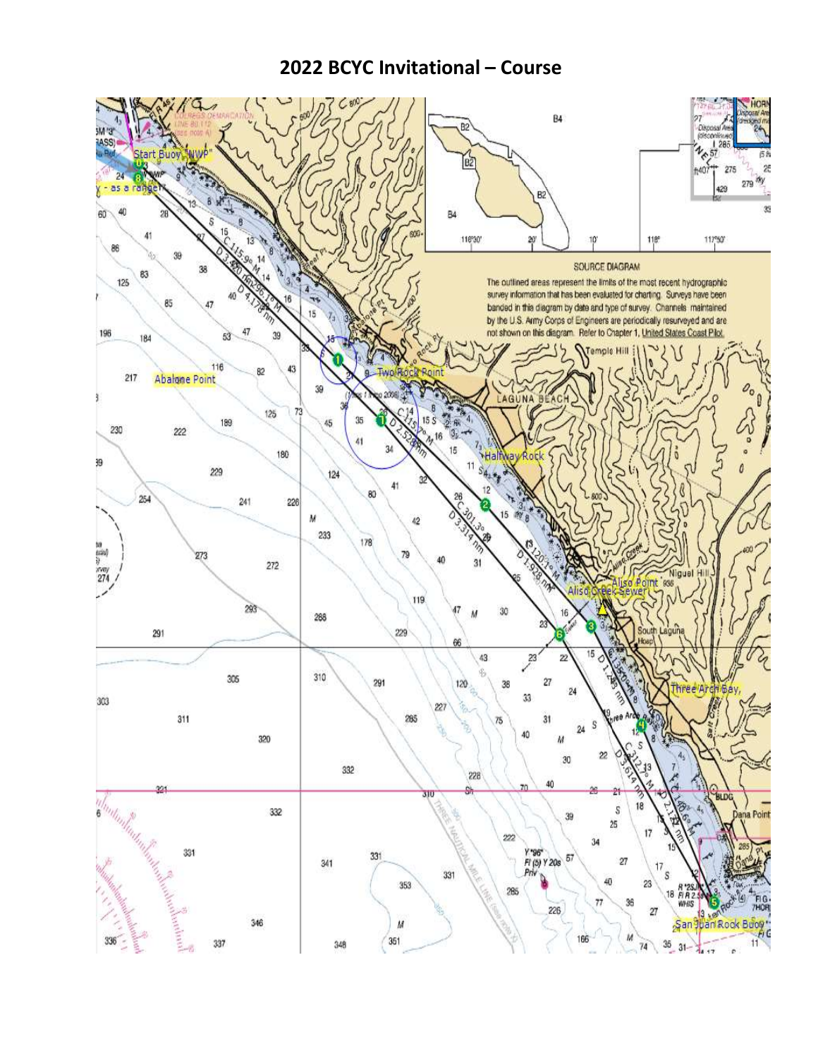# 2022 BCYC Invitational – Course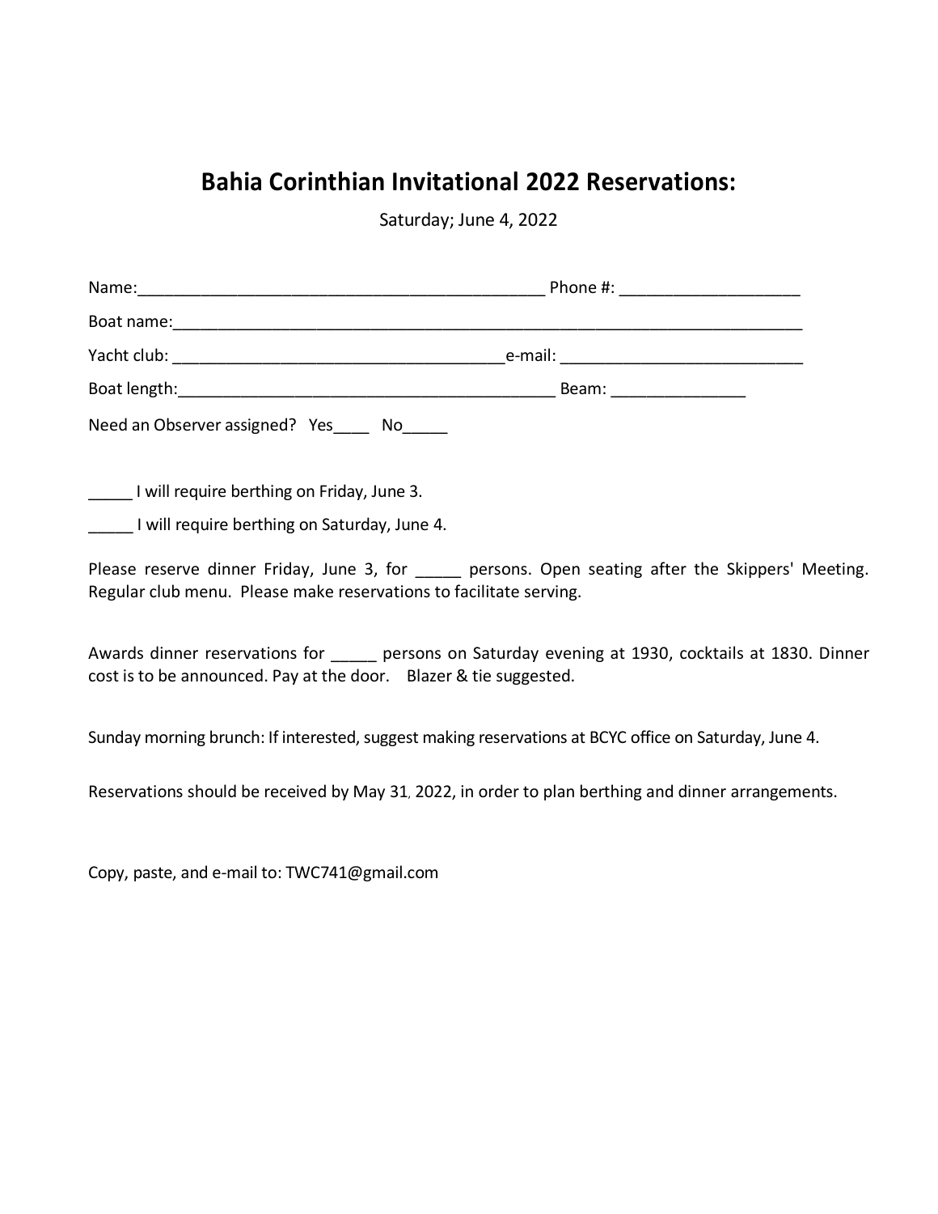# Bahia Corinthian Invitational 2022 Reservations:

Saturday; June 4, 2022

Name:_____________________________________________ Phone #: ____________________

Boat name:______________________________________________________________________

Yacht club: ____________________________________e-mail: ___________________________

Boat length:__________________________________________ Beam: ______________

Need an Observer assigned? Yes____ No_____

_____ I will require berthing on Friday, June 3.

_____ I will require berthing on Saturday, June 4.

Please reserve dinner Friday, June 3, for _____ persons. Open seating after the Skippers' Meeting. Regular club menu. Please make reservations to facilitate serving.

Awards dinner reservations for _____ persons on Saturday evening at 1930, cocktails at 1830. Dinner cost is to be announced. Pay at the door. Blazer & tie suggested.

Sunday morning brunch: If interested, suggest making reservations at BCYC office on Saturday, June 4.

Reservations should be received by May 31, 2022, in order to plan berthing and dinner arrangements.

Copy, paste, and e-mail to: TWC741@gmail.com